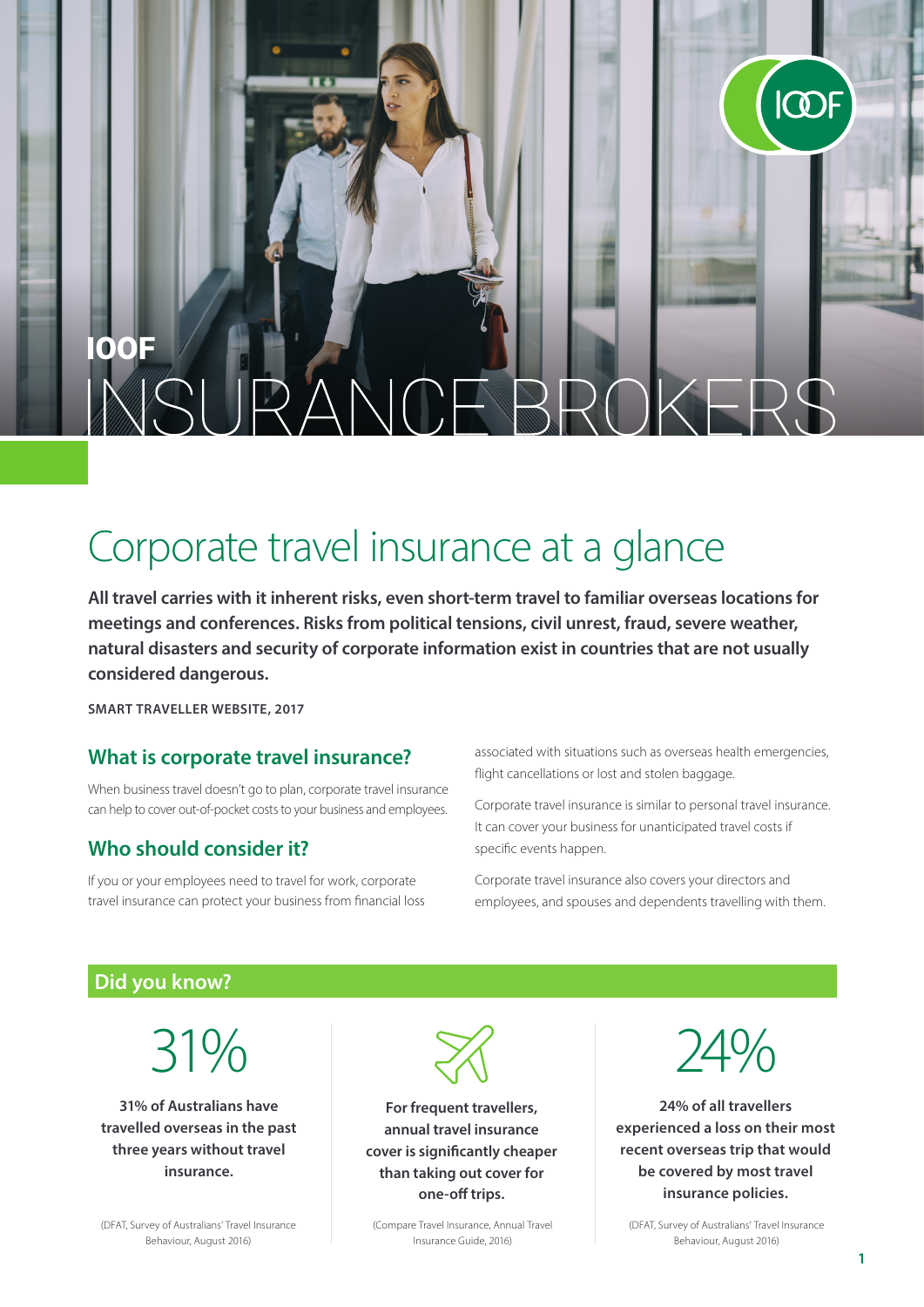**IOOF**

# INSURANCE BROKERS

## Corporate travel insurance at a glance

**All travel carries with it inherent risks, even short-term travel to familiar overseas locations for meetings and conferences. Risks from political tensions, civil unrest, fraud, severe weather, natural disasters and security of corporate information exist in countries that are not usually considered dangerous.**

**SMART TRAVELLER WEBSITE, 2017**

### What is corporate travel insurance?

When business travel doesn't go to plan, corporate travel insurance can help to cover out-of-pocket costs to your business and employees.

### Who should consider it?

If you or your employees need to travel for work, corporate travel insurance can protect your business from financial loss associated with situations such as overseas health emergencies, flight cancellations or lost and stolen baggage.

Corporate travel insurance is similar to personal travel insurance. It can cover your business for unanticipated travel costs if specific events happen.

Corporate travel insurance also covers your directors and employees, and spouses and dependents travelling with them.

### Did you know?

31%

**31% of Australians have travelled overseas in the past three years without travel insurance.**

(DFAT, Survey of Australians' Travel Insurance Behaviour, August 2016)

**For frequent travellers, annual travel insurance cover is significantly cheaper than taking out cover for one-off trips.**

(Compare Travel Insurance, Annual Travel Insurance Guide, 2016)

24%

**24% of all travellers experienced a loss on their most recent overseas trip that would be covered by most travel insurance policies.**

(DFAT, Survey of Australians' Travel Insurance Behaviour, August 2016)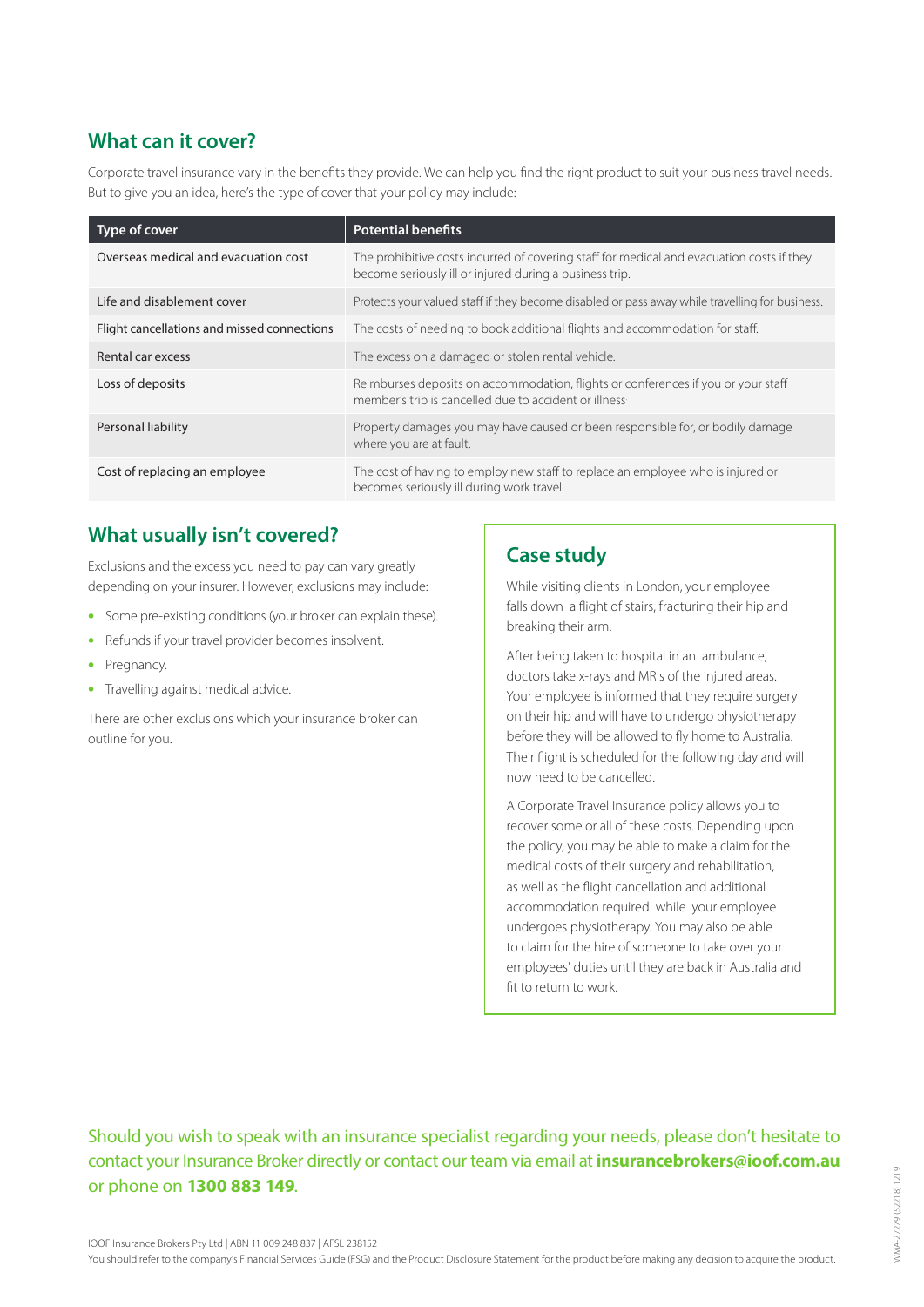## What can it cover?

Corporate travel insurance vary in the benefits they provide. We can help you find the right product to suit your business travel needs. But to give you an idea, here's the type of cover that your policy may include:

| Type of cover | Potential benefits |
| --- | --- |
| Overseas medical and evacuation cost | The prohibitive costs incurred of covering staff for medical and evacuation costs if they become seriously ill or injured during a business trip. |
| Life and disablement cover | Protects your valued staff if they become disabled or pass away while travelling for business. |
| Flight cancellations and missed connections | The costs of needing to book additional flights and accommodation for staff. |
| Rental car excess | The excess on a damaged or stolen rental vehicle. |
| Loss of deposits | Reimburses deposits on accommodation, flights or conferences if you or your staff member's trip is cancelled due to accident or illness |
| Personal liability | Property damages you may have caused or been responsible for, or bodily damage where you are at fault. |
| Cost of replacing an employee | The cost of having to employ new staff to replace an employee who is injured or becomes seriously ill during work travel. |

## What usually isn't covered?

Exclusions and the excess you need to pay can vary greatly depending on your insurer. However, exclusions may include:

- Some pre-existing conditions (your broker can explain these).
- Refunds if your travel provider becomes insolvent.
- Pregnancy.
- Travelling against medical advice.

There are other exclusions which your insurance broker can outline for you.

## Case study

While visiting clients in London, your employee falls down a flight of stairs, fracturing their hip and breaking their arm.

After being taken to hospital in an ambulance, doctors take x-rays and MRIs of the injured areas. Your employee is informed that they require surgery on their hip and will have to undergo physiotherapy before they will be allowed to fly home to Australia. Their flight is scheduled for the following day and will now need to be cancelled.

A Corporate Travel Insurance policy allows you to recover some or all of these costs. Depending upon the policy, you may be able to make a claim for the medical costs of their surgery and rehabilitation, as well as the flight cancellation and additional accommodation required while your employee undergoes physiotherapy. You may also be able to claim for the hire of someone to take over your employees' duties until they are back in Australia and fit to return to work.

Should you wish to speak with an insurance specialist regarding your needs, please don't hesitate to contact your Insurance Broker directly or contact our team via email at **insurancebrokers@ioof.com.au** or phone on **1300 883 149**.

IOOF Insurance Brokers Pty Ltd | ABN 11 009 248 837 | AFSL 238152

You should refer to the company's Financial Services Guide (FSG) and the Product Disclosure Statement for the product before making any decision to acquire the product.

WMA-27279 (52218) 1219